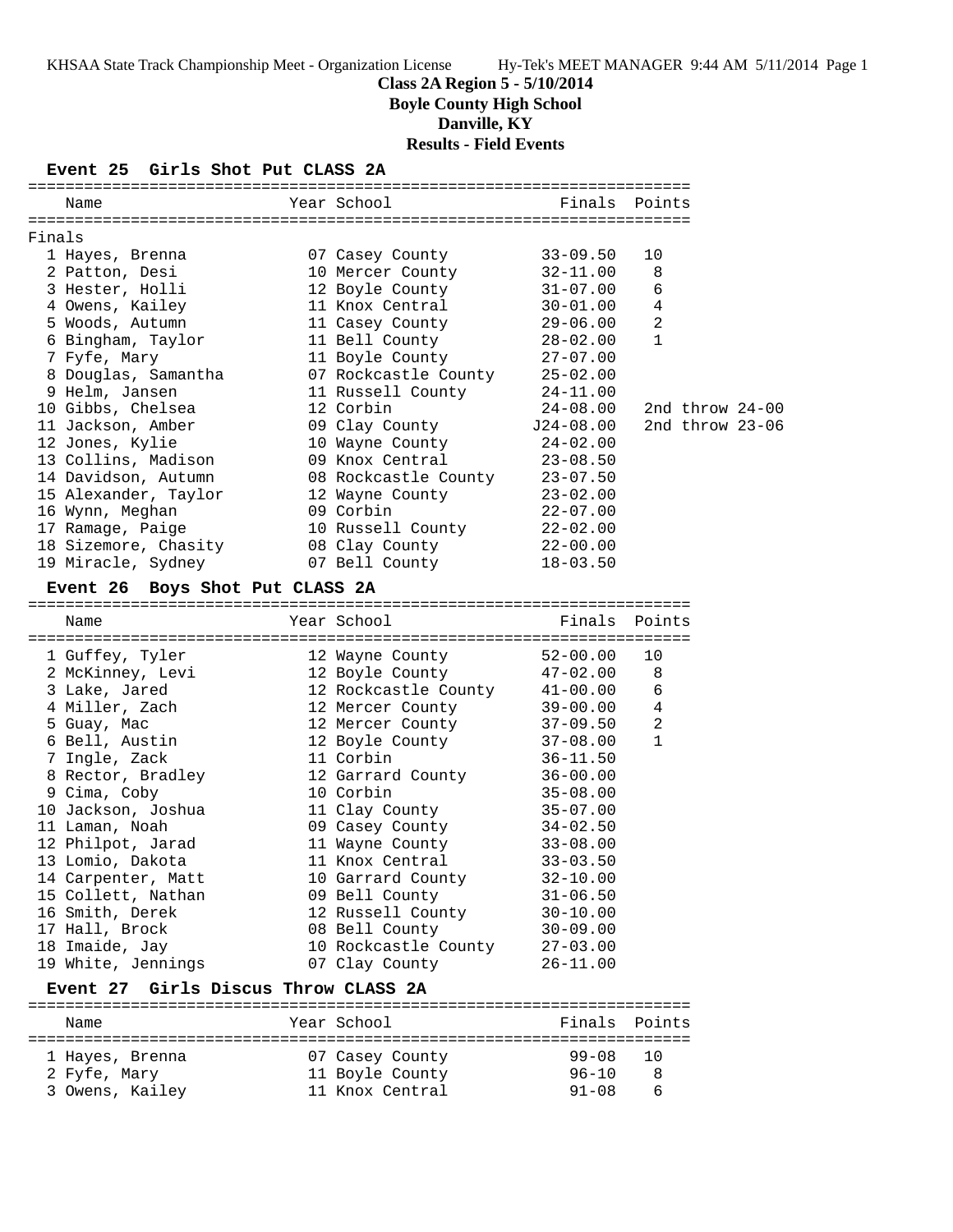**Class 2A Region 5 - 5/10/2014**

**Boyle County High School**

**Danville, KY**

**Results - Field Events**

### Event 25 Girls Shot Put CLASS 2A

Finals

| Place | Name | Year | School | Finals | Points |
|---|---|---|---|---|---|
| 1 | Hayes, Brenna | 07 | Casey County | 33-09.50 | 10 |
| 2 | Patton, Desi | 10 | Mercer County | 32-11.00 | 8 |
| 3 | Hester, Holli | 12 | Boyle County | 31-07.00 | 6 |
| 4 | Owens, Kailey | 11 | Knox Central | 30-01.00 | 4 |
| 5 | Woods, Autumn | 11 | Casey County | 29-06.00 | 2 |
| 6 | Bingham, Taylor | 11 | Bell County | 28-02.00 | 1 |
| 7 | Fyfe, Mary | 11 | Boyle County | 27-07.00 | |
| 8 | Douglas, Samantha | 07 | Rockcastle County | 25-02.00 | |
| 9 | Helm, Jansen | 11 | Russell County | 24-11.00 | |
| 10 | Gibbs, Chelsea | 12 | Corbin | 24-08.00 | 2nd throw 24-00 |
| 11 | Jackson, Amber | 09 | Clay County | J24-08.00 | 2nd throw 23-06 |
| 12 | Jones, Kylie | 10 | Wayne County | 24-02.00 | |
| 13 | Collins, Madison | 09 | Knox Central | 23-08.50 | |
| 14 | Davidson, Autumn | 08 | Rockcastle County | 23-07.50 | |
| 15 | Alexander, Taylor | 12 | Wayne County | 23-02.00 | |
| 16 | Wynn, Meghan | 09 | Corbin | 22-07.00 | |
| 17 | Ramage, Paige | 10 | Russell County | 22-02.00 | |
| 18 | Sizemore, Chasity | 08 | Clay County | 22-00.00 | |
| 19 | Miracle, Sydney | 07 | Bell County | 18-03.50 | |

### Event 26 Boys Shot Put CLASS 2A

| Place | Name | Year | School | Finals | Points |
|---|---|---|---|---|---|
| 1 | Guffey, Tyler | 12 | Wayne County | 52-00.00 | 10 |
| 2 | McKinney, Levi | 12 | Boyle County | 47-02.00 | 8 |
| 3 | Lake, Jared | 12 | Rockcastle County | 41-00.00 | 6 |
| 4 | Miller, Zach | 12 | Mercer County | 39-00.00 | 4 |
| 5 | Guay, Mac | 12 | Mercer County | 37-09.50 | 2 |
| 6 | Bell, Austin | 12 | Boyle County | 37-08.00 | 1 |
| 7 | Ingle, Zack | 11 | Corbin | 36-11.50 | |
| 8 | Rector, Bradley | 12 | Garrard County | 36-00.00 | |
| 9 | Cima, Coby | 10 | Corbin | 35-08.00 | |
| 10 | Jackson, Joshua | 11 | Clay County | 35-07.00 | |
| 11 | Laman, Noah | 09 | Casey County | 34-02.50 | |
| 12 | Philpot, Jarad | 11 | Wayne County | 33-08.00 | |
| 13 | Lomio, Dakota | 11 | Knox Central | 33-03.50 | |
| 14 | Carpenter, Matt | 10 | Garrard County | 32-10.00 | |
| 15 | Collett, Nathan | 09 | Bell County | 31-06.50 | |
| 16 | Smith, Derek | 12 | Russell County | 30-10.00 | |
| 17 | Hall, Brock | 08 | Bell County | 30-09.00 | |
| 18 | Imaide, Jay | 10 | Rockcastle County | 27-03.00 | |
| 19 | White, Jennings | 07 | Clay County | 26-11.00 | |

### Event 27 Girls Discus Throw CLASS 2A

| Place | Name | Year | School | Finals | Points |
|---|---|---|---|---|---|
| 1 | Hayes, Brenna | 07 | Casey County | 99-08 | 10 |
| 2 | Fyfe, Mary | 11 | Boyle County | 96-10 | 8 |
| 3 | Owens, Kailey | 11 | Knox Central | 91-08 | 6 |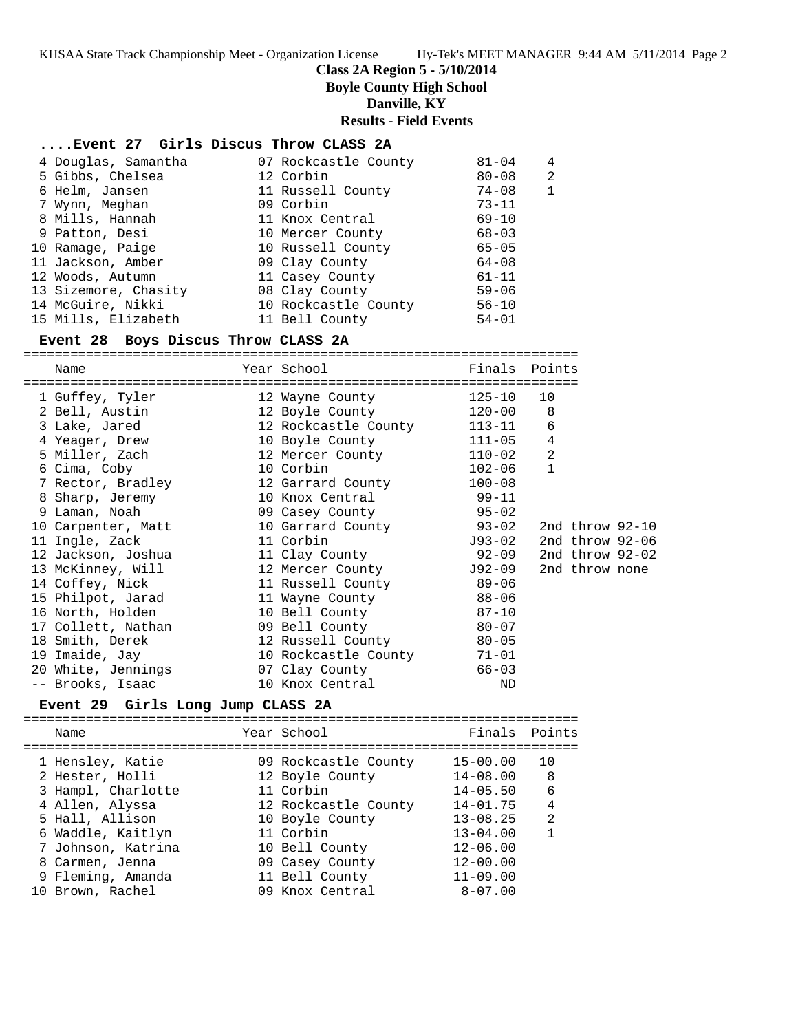**Class 2A Region 5 - 5/10/2014**
**Boyle County High School**
**Danville, KY**
**Results - Field Events**

### ....Event 27 Girls Discus Throw CLASS 2A

| Name | Year | School | Finals | Points |
|---|---|---|---|---|
| 4 Douglas, Samantha | 07 | Rockcastle County | 81-04 | 4 |
| 5 Gibbs, Chelsea | 12 | Corbin | 80-08 | 2 |
| 6 Helm, Jansen | 11 | Russell County | 74-08 | 1 |
| 7 Wynn, Meghan | 09 | Corbin | 73-11 | |
| 8 Mills, Hannah | 11 | Knox Central | 69-10 | |
| 9 Patton, Desi | 10 | Mercer County | 68-03 | |
| 10 Ramage, Paige | 10 | Russell County | 65-05 | |
| 11 Jackson, Amber | 09 | Clay County | 64-08 | |
| 12 Woods, Autumn | 11 | Casey County | 61-11 | |
| 13 Sizemore, Chasity | 08 | Clay County | 59-06 | |
| 14 McGuire, Nikki | 10 | Rockcastle County | 56-10 | |
| 15 Mills, Elizabeth | 11 | Bell County | 54-01 | |

### Event 28 Boys Discus Throw CLASS 2A

| Name | Year | School | Finals | Points | |
|---|---|---|---|---|---|
| 1 Guffey, Tyler | 12 | Wayne County | 125-10 | 10 | |
| 2 Bell, Austin | 12 | Boyle County | 120-00 | 8 | |
| 3 Lake, Jared | 12 | Rockcastle County | 113-11 | 6 | |
| 4 Yeager, Drew | 10 | Boyle County | 111-05 | 4 | |
| 5 Miller, Zach | 12 | Mercer County | 110-02 | 2 | |
| 6 Cima, Coby | 10 | Corbin | 102-06 | 1 | |
| 7 Rector, Bradley | 12 | Garrard County | 100-08 | | |
| 8 Sharp, Jeremy | 10 | Knox Central | 99-11 | | |
| 9 Laman, Noah | 09 | Casey County | 95-02 | | |
| 10 Carpenter, Matt | 10 | Garrard County | 93-02 | | 2nd throw 92-10 |
| 11 Ingle, Zack | 11 | Corbin | J93-02 | | 2nd throw 92-06 |
| 12 Jackson, Joshua | 11 | Clay County | 92-09 | | 2nd throw 92-02 |
| 13 McKinney, Will | 12 | Mercer County | J92-09 | | 2nd throw none |
| 14 Coffey, Nick | 11 | Russell County | 89-06 | | |
| 15 Philpot, Jarad | 11 | Wayne County | 88-06 | | |
| 16 North, Holden | 10 | Bell County | 87-10 | | |
| 17 Collett, Nathan | 09 | Bell County | 80-07 | | |
| 18 Smith, Derek | 12 | Russell County | 80-05 | | |
| 19 Imaide, Jay | 10 | Rockcastle County | 71-01 | | |
| 20 White, Jennings | 07 | Clay County | 66-03 | | |
| -- Brooks, Isaac | 10 | Knox Central | ND | | |

### Event 29 Girls Long Jump CLASS 2A

| Name | Year | School | Finals | Points |
|---|---|---|---|---|
| 1 Hensley, Katie | 09 | Rockcastle County | 15-00.00 | 10 |
| 2 Hester, Holli | 12 | Boyle County | 14-08.00 | 8 |
| 3 Hampl, Charlotte | 11 | Corbin | 14-05.50 | 6 |
| 4 Allen, Alyssa | 12 | Rockcastle County | 14-01.75 | 4 |
| 5 Hall, Allison | 10 | Boyle County | 13-08.25 | 2 |
| 6 Waddle, Kaitlyn | 11 | Corbin | 13-04.00 | 1 |
| 7 Johnson, Katrina | 10 | Bell County | 12-06.00 | |
| 8 Carmen, Jenna | 09 | Casey County | 12-00.00 | |
| 9 Fleming, Amanda | 11 | Bell County | 11-09.00 | |
| 10 Brown, Rachel | 09 | Knox Central | 8-07.00 | |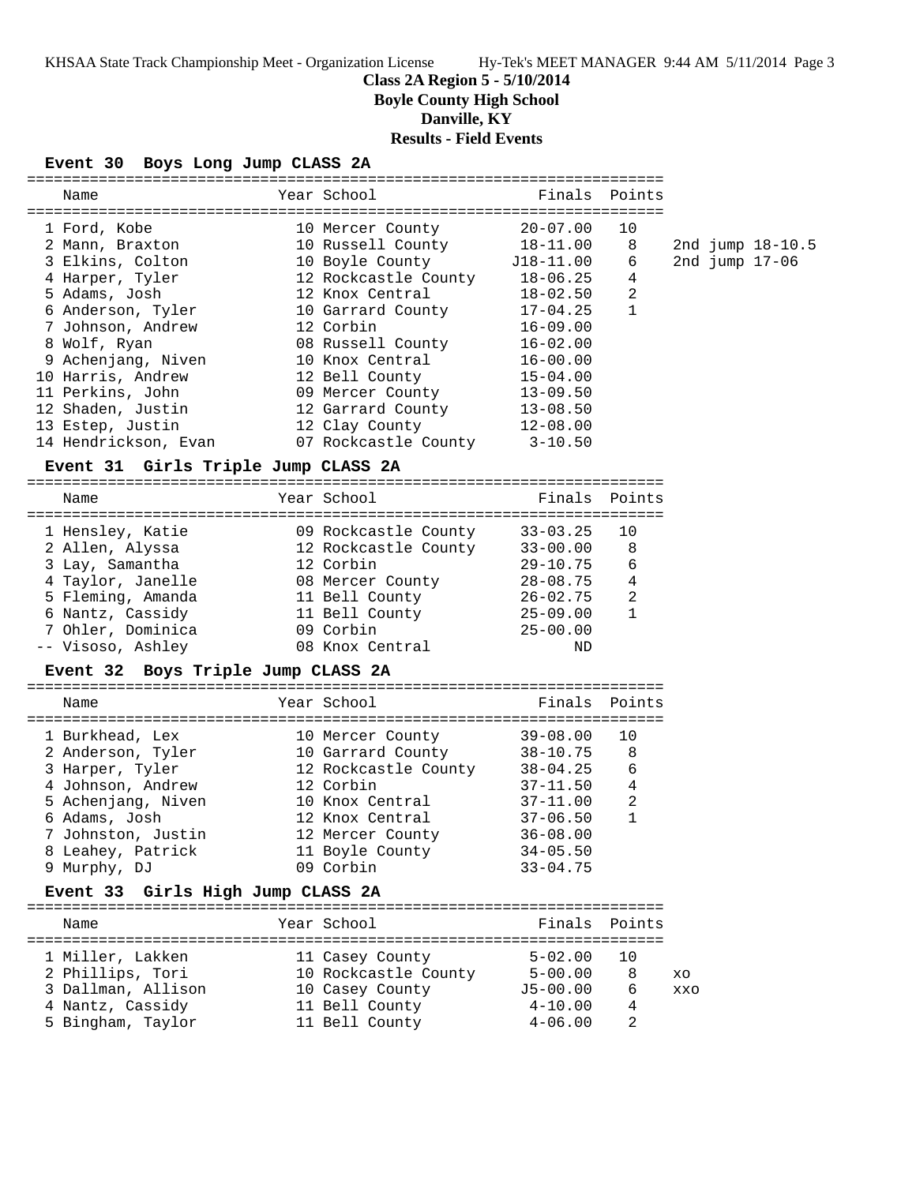**Class 2A Region 5 - 5/10/2014**

**Boyle County High School**

**Danville, KY**

**Results - Field Events**

### Event 30 Boys Long Jump CLASS 2A

| | Name | Year | School | Finals | Points | |
|---|---|---|---|---|---|---|
| 1 | Ford, Kobe | 10 | Mercer County | 20-07.00 | 10 | |
| 2 | Mann, Braxton | 10 | Russell County | 18-11.00 | 8 | 2nd jump 18-10.5 |
| 3 | Elkins, Colton | 10 | Boyle County | J18-11.00 | 6 | 2nd jump 17-06 |
| 4 | Harper, Tyler | 12 | Rockcastle County | 18-06.25 | 4 | |
| 5 | Adams, Josh | 12 | Knox Central | 18-02.50 | 2 | |
| 6 | Anderson, Tyler | 10 | Garrard County | 17-04.25 | 1 | |
| 7 | Johnson, Andrew | 12 | Corbin | 16-09.00 | | |
| 8 | Wolf, Ryan | 08 | Russell County | 16-02.00 | | |
| 9 | Achenjang, Niven | 10 | Knox Central | 16-00.00 | | |
| 10 | Harris, Andrew | 12 | Bell County | 15-04.00 | | |
| 11 | Perkins, John | 09 | Mercer County | 13-09.50 | | |
| 12 | Shaden, Justin | 12 | Garrard County | 13-08.50 | | |
| 13 | Estep, Justin | 12 | Clay County | 12-08.00 | | |
| 14 | Hendrickson, Evan | 07 | Rockcastle County | 3-10.50 | | |

### Event 31 Girls Triple Jump CLASS 2A

| | Name | Year | School | Finals | Points |
|---|---|---|---|---|---|
| 1 | Hensley, Katie | 09 | Rockcastle County | 33-03.25 | 10 |
| 2 | Allen, Alyssa | 12 | Rockcastle County | 33-00.00 | 8 |
| 3 | Lay, Samantha | 12 | Corbin | 29-10.75 | 6 |
| 4 | Taylor, Janelle | 08 | Mercer County | 28-08.75 | 4 |
| 5 | Fleming, Amanda | 11 | Bell County | 26-02.75 | 2 |
| 6 | Nantz, Cassidy | 11 | Bell County | 25-09.00 | 1 |
| 7 | Ohler, Dominica | 09 | Corbin | 25-00.00 | |
| -- | Visoso, Ashley | 08 | Knox Central | ND | |

### Event 32 Boys Triple Jump CLASS 2A

| | Name | Year | School | Finals | Points |
|---|---|---|---|---|---|
| 1 | Burkhead, Lex | 10 | Mercer County | 39-08.00 | 10 |
| 2 | Anderson, Tyler | 10 | Garrard County | 38-10.75 | 8 |
| 3 | Harper, Tyler | 12 | Rockcastle County | 38-04.25 | 6 |
| 4 | Johnson, Andrew | 12 | Corbin | 37-11.50 | 4 |
| 5 | Achenjang, Niven | 10 | Knox Central | 37-11.00 | 2 |
| 6 | Adams, Josh | 12 | Knox Central | 37-06.50 | 1 |
| 7 | Johnston, Justin | 12 | Mercer County | 36-08.00 | |
| 8 | Leahey, Patrick | 11 | Boyle County | 34-05.50 | |
| 9 | Murphy, DJ | 09 | Corbin | 33-04.75 | |

### Event 33 Girls High Jump CLASS 2A

| | Name | Year | School | Finals | Points | |
|---|---|---|---|---|---|---|
| 1 | Miller, Lakken | 11 | Casey County | 5-02.00 | 10 | |
| 2 | Phillips, Tori | 10 | Rockcastle County | 5-00.00 | 8 | XO |
| 3 | Dallman, Allison | 10 | Casey County | J5-00.00 | 6 | XXO |
| 4 | Nantz, Cassidy | 11 | Bell County | 4-10.00 | 4 | |
| 5 | Bingham, Taylor | 11 | Bell County | 4-06.00 | 2 | |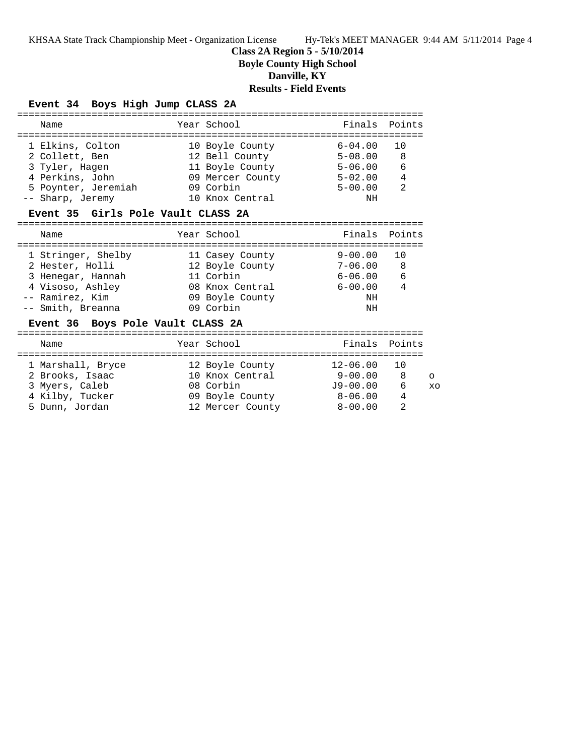**Class 2A Region 5 - 5/10/2014**
**Boyle County High School**
**Danville, KY**
**Results - Field Events**

### Event 34 Boys High Jump CLASS 2A

| Place | Name | Year | School | Finals | Points |
| --- | --- | --- | --- | --- | --- |
| 1 | Elkins, Colton | 10 | Boyle County | 6-04.00 | 10 |
| 2 | Collett, Ben | 12 | Bell County | 5-08.00 | 8 |
| 3 | Tyler, Hagen | 11 | Boyle County | 5-06.00 | 6 |
| 4 | Perkins, John | 09 | Mercer County | 5-02.00 | 4 |
| 5 | Poynter, Jeremiah | 09 | Corbin | 5-00.00 | 2 |
| -- | Sharp, Jeremy | 10 | Knox Central | NH | |

### Event 35 Girls Pole Vault CLASS 2A

| Place | Name | Year | School | Finals | Points |
| --- | --- | --- | --- | --- | --- |
| 1 | Stringer, Shelby | 11 | Casey County | 9-00.00 | 10 |
| 2 | Hester, Holli | 12 | Boyle County | 7-06.00 | 8 |
| 3 | Henegar, Hannah | 11 | Corbin | 6-06.00 | 6 |
| 4 | Visoso, Ashley | 08 | Knox Central | 6-00.00 | 4 |
| -- | Ramirez, Kim | 09 | Boyle County | NH | |
| -- | Smith, Breanna | 09 | Corbin | NH | |

### Event 36 Boys Pole Vault CLASS 2A

| Place | Name | Year | School | Finals | Points | |
| --- | --- | --- | --- | --- | --- | --- |
| 1 | Marshall, Bryce | 12 | Boyle County | 12-06.00 | 10 | |
| 2 | Brooks, Isaac | 10 | Knox Central | 9-00.00 | 8 | o |
| 3 | Myers, Caleb | 08 | Corbin | J9-00.00 | 6 | xo |
| 4 | Kilby, Tucker | 09 | Boyle County | 8-06.00 | 4 | |
| 5 | Dunn, Jordan | 12 | Mercer County | 8-00.00 | 2 | |